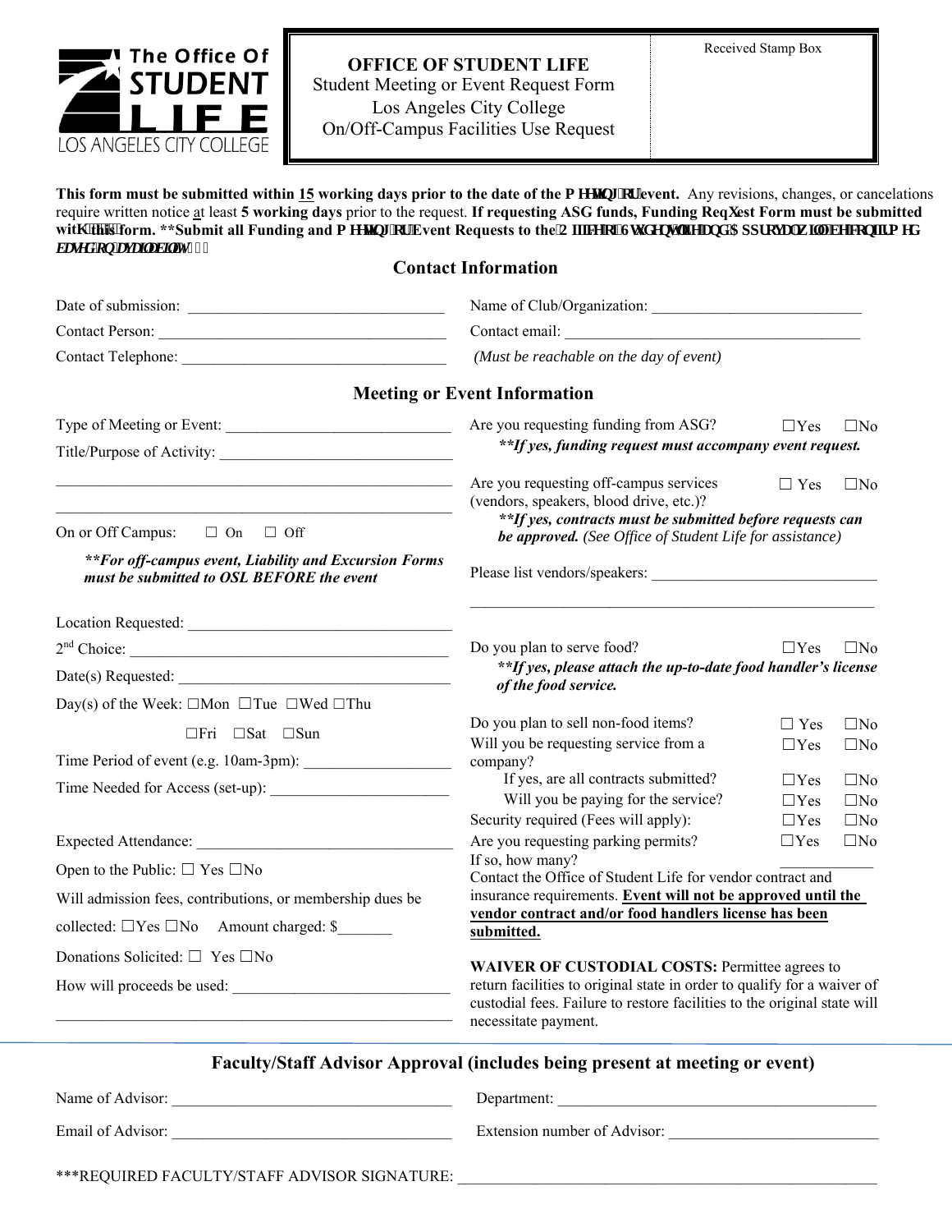The Office Of **STUDENT LIFE**
LOS ANGELES CITY COLLEGE

# OFFICE OF STUDENT LIFE

Student Meeting or Event Request Form
Los Angeles City College
On/Off-Campus Facilities Use Request

Received Stamp Box

**This form must be submitted within 15 working days prior to the date of the meeting or event.** Any revisions, changes, or cancelations require written notice at least **5 working days** prior to the request. **If requesting ASG funds, Funding Request Form must be submitted with this form. **Submit all Funding and Meeting or Event Requests to the Office of Student Life and Approval will be confirmed based on availability.**

## Contact Information

Date of submission: ______________________________

Name of Club/Organization: ______________________________

Contact Person: ______________________________

Contact email: ______________________________

Contact Telephone: ______________________________ *(Must be reachable on the day of event)*

## Meeting or Event Information

Type of Meeting or Event: ______________________________

Title/Purpose of Activity: ______________________________

______________________________

On or Off Campus: ☐ On ☐ Off

***\*\*For off-campus event, Liability and Excursion Forms must be submitted to OSL BEFORE the event***

Location Requested: ______________________________

2nd Choice: ______________________________

Date(s) Requested: ______________________________

Day(s) of the Week: ☐Mon ☐Tue ☐Wed ☐Thu ☐Fri ☐Sat ☐Sun

Time Period of event (e.g. 10am-3pm): ______________________________

Time Needed for Access (set-up): ______________________________

Expected Attendance: ______________________________

Open to the Public: ☐ Yes ☐No

Will admission fees, contributions, or membership dues be collected: ☐Yes ☐No Amount charged: $_______

Donations Solicited: ☐ Yes ☐No

How will proceeds be used: ______________________________

______________________________

Are you requesting funding from ASG? ☐Yes ☐No

***\*\*If yes, funding request must accompany event request.***

Are you requesting off-campus services (vendors, speakers, blood drive, etc.)? ☐ Yes ☐No

***\*\*If yes, contracts must be submitted before requests can be approved.*** *(See Office of Student Life for assistance)*

Please list vendors/speakers: ______________________________

______________________________

Do you plan to serve food? ☐Yes ☐No

***\*\*If yes, please attach the up-to-date food handler's license of the food service.***

Do you plan to sell non-food items? ☐ Yes ☐No

Will you be requesting service from a company? ☐Yes ☐No

If yes, are all contracts submitted? ☐Yes ☐No

Will you be paying for the service? ☐Yes ☐No

Security required (Fees will apply): ☐Yes ☐No

Are you requesting parking permits? ☐Yes ☐No

If so, how many? ____________

Contact the Office of Student Life for vendor contract and insurance requirements. **Event will not be approved until the vendor contract and/or food handlers license has been submitted.**

**WAIVER OF CUSTODIAL COSTS:** Permittee agrees to return facilities to original state in order to qualify for a waiver of custodial fees. Failure to restore facilities to the original state will necessitate payment.

## Faculty/Staff Advisor Approval (includes being present at meeting or event)

Name of Advisor: ______________________________

Department: ______________________________

Email of Advisor: ______________________________

Extension number of Advisor: ______________________________

\*\*\*REQUIRED FACULTY/STAFF ADVISOR SIGNATURE: ______________________________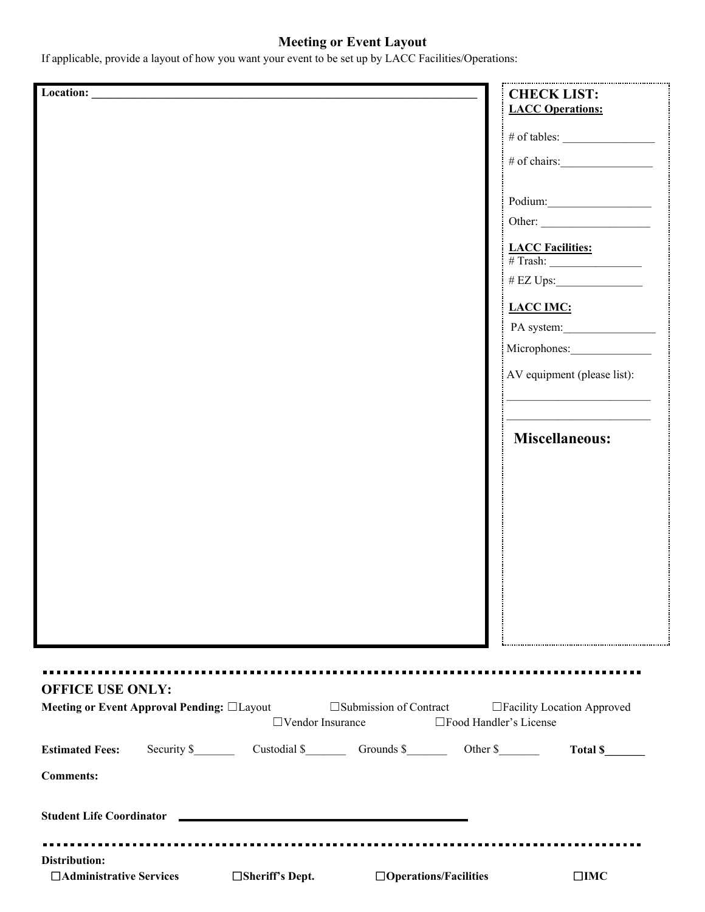## Meeting or Event Layout

If applicable, provide a layout of how you want your event to be set up by LACC Facilities/Operations:

**Location:** ______________________________________________________________________

**CHECK LIST:**

**LACC Operations:**

# of tables: ________________

# of chairs:________________

Podium:__________________

Other: ___________________

**LACC Facilities:**

# Trash: ________________

# EZ Ups:_______________

**LACC IMC:**

PA system:________________

Microphones:______________

AV equipment (please list):

________________________

________________________

**Miscellaneous:**

---

**OFFICE USE ONLY:**

**Meeting or Event Approval Pending:** ☐Layout ☐Submission of Contract ☐Facility Location Approved ☐Vendor Insurance ☐Food Handler's License

**Estimated Fees:** Security $_______ Custodial $_______ Grounds $_______ Other $_______ **Total $_______**

**Comments:**

**Student Life Coordinator** ____________________________________________

---

**Distribution:**

**☐Administrative Services** **☐Sheriff's Dept.** **☐Operations/Facilities** **☐IMC**